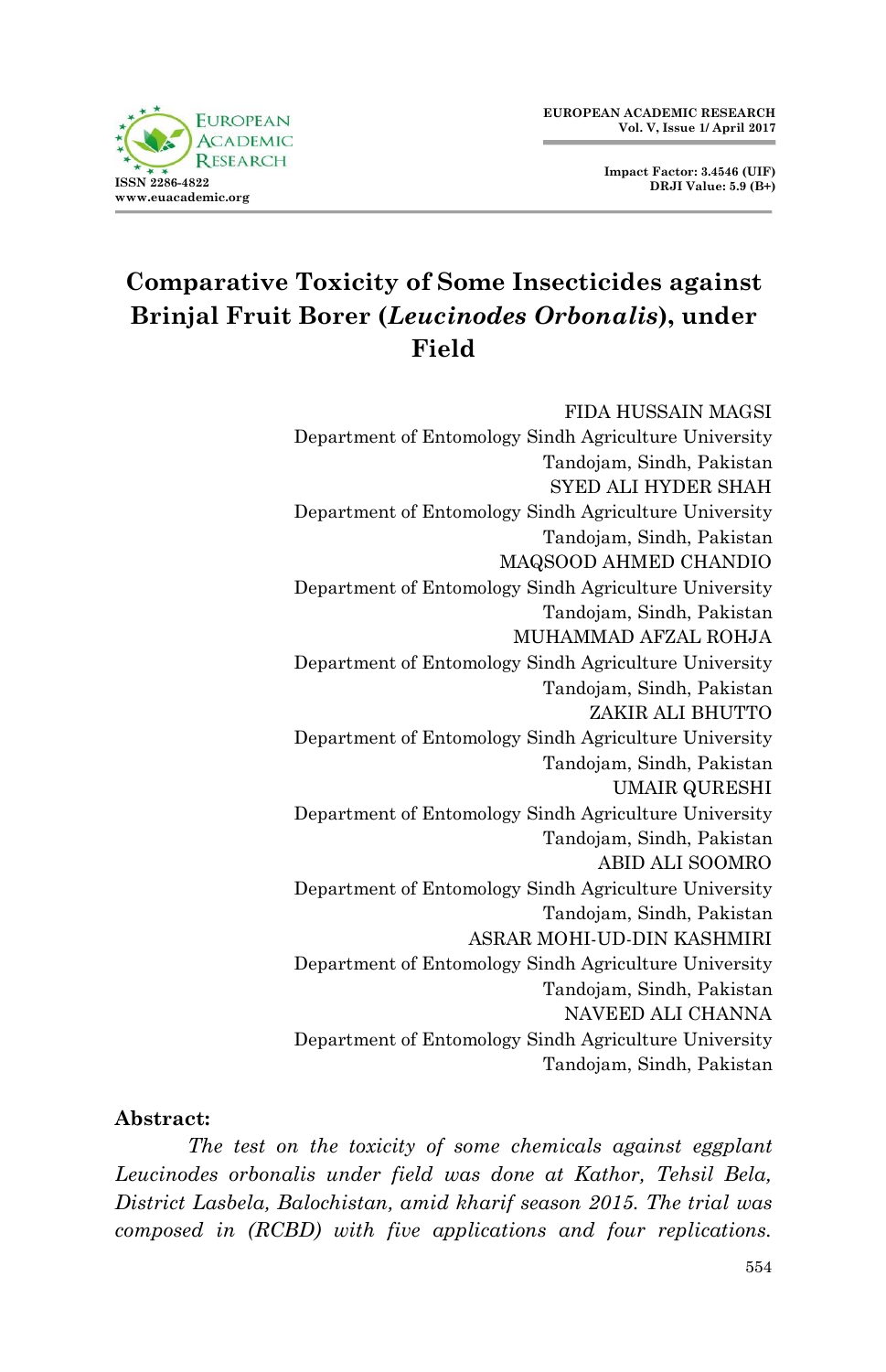# Comparative Toxicity of Some Insecticides against Brinjal Fruit Borer (*Leucinodes Orbonalis*), under Field

FIDA HUSSAIN MAGSI
Department of Entomology Sindh Agriculture University
Tandojam, Sindh, Pakistan

SYED ALI HYDER SHAH
Department of Entomology Sindh Agriculture University
Tandojam, Sindh, Pakistan

MAQSOOD AHMED CHANDIO
Department of Entomology Sindh Agriculture University
Tandojam, Sindh, Pakistan

MUHAMMAD AFZAL ROHJA
Department of Entomology Sindh Agriculture University
Tandojam, Sindh, Pakistan

ZAKIR ALI BHUTTO
Department of Entomology Sindh Agriculture University
Tandojam, Sindh, Pakistan

UMAIR QURESHI
Department of Entomology Sindh Agriculture University
Tandojam, Sindh, Pakistan

ABID ALI SOOMRO
Department of Entomology Sindh Agriculture University
Tandojam, Sindh, Pakistan

ASRAR MOHI-UD-DIN KASHMIRI
Department of Entomology Sindh Agriculture University
Tandojam, Sindh, Pakistan

NAVEED ALI CHANNA
Department of Entomology Sindh Agriculture University
Tandojam, Sindh, Pakistan

**Abstract:**

*The test on the toxicity of some chemicals against eggplant Leucinodes orbonalis under field was done at Kathor, Tehsil Bela, District Lasbela, Balochistan, amid kharif season 2015. The trial was composed in (RCBD) with five applications and four replications.*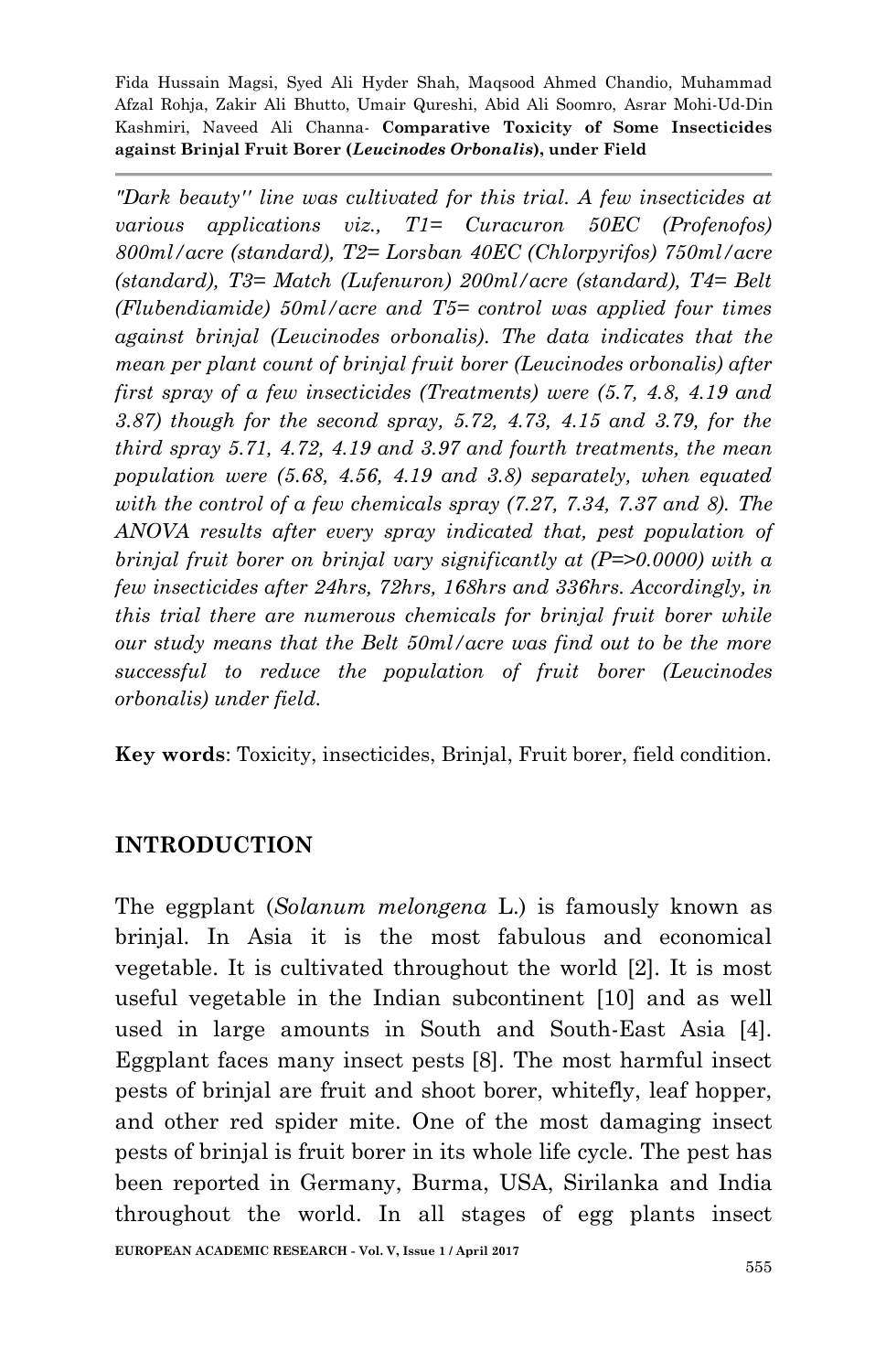*"Dark beauty" line was cultivated for this trial. A few insecticides at various applications viz., T1= Curacuron 50EC (Profenofos) 800ml/acre (standard), T2= Lorsban 40EC (Chlorpyrifos) 750ml/acre (standard), T3= Match (Lufenuron) 200ml/acre (standard), T4= Belt (Flubendiamide) 50ml/acre and T5= control was applied four times against brinjal (Leucinodes orbonalis). The data indicates that the mean per plant count of brinjal fruit borer (Leucinodes orbonalis) after first spray of a few insecticides (Treatments) were (5.7, 4.8, 4.19 and 3.87) though for the second spray, 5.72, 4.73, 4.15 and 3.79, for the third spray 5.71, 4.72, 4.19 and 3.97 and fourth treatments, the mean population were (5.68, 4.56, 4.19 and 3.8) separately, when equated with the control of a few chemicals spray (7.27, 7.34, 7.37 and 8). The ANOVA results after every spray indicated that, pest population of brinjal fruit borer on brinjal vary significantly at (P=>0.0000) with a few insecticides after 24hrs, 72hrs, 168hrs and 336hrs. Accordingly, in this trial there are numerous chemicals for brinjal fruit borer while our study means that the Belt 50ml/acre was find out to be the more successful to reduce the population of fruit borer (Leucinodes orbonalis) under field.*

**Key words**: Toxicity, insecticides, Brinjal, Fruit borer, field condition.

## INTRODUCTION

The eggplant (*Solanum melongena* L.) is famously known as brinjal. In Asia it is the most fabulous and economical vegetable. It is cultivated throughout the world [2]. It is most useful vegetable in the Indian subcontinent [10] and as well used in large amounts in South and South-East Asia [4]. Eggplant faces many insect pests [8]. The most harmful insect pests of brinjal are fruit and shoot borer, whitefly, leaf hopper, and other red spider mite. One of the most damaging insect pests of brinjal is fruit borer in its whole life cycle. The pest has been reported in Germany, Burma, USA, Sirilanka and India throughout the world. In all stages of egg plants insect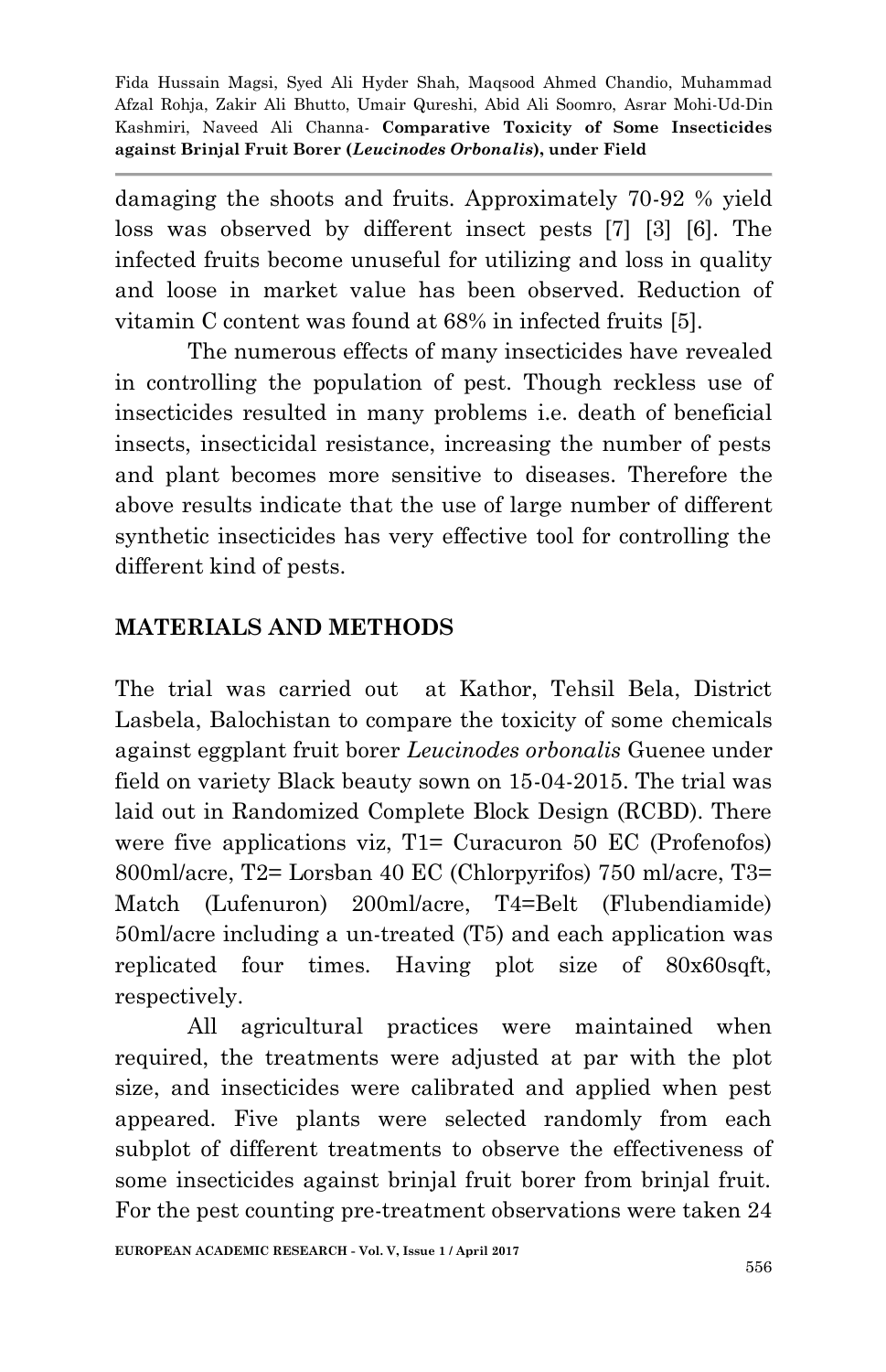damaging the shoots and fruits. Approximately 70-92 % yield loss was observed by different insect pests [7] [3] [6]. The infected fruits become unuseful for utilizing and loss in quality and loose in market value has been observed. Reduction of vitamin C content was found at 68% in infected fruits [5].

The numerous effects of many insecticides have revealed in controlling the population of pest. Though reckless use of insecticides resulted in many problems i.e. death of beneficial insects, insecticidal resistance, increasing the number of pests and plant becomes more sensitive to diseases. Therefore the above results indicate that the use of large number of different synthetic insecticides has very effective tool for controlling the different kind of pests.

## MATERIALS AND METHODS

The trial was carried out at Kathor, Tehsil Bela, District Lasbela, Balochistan to compare the toxicity of some chemicals against eggplant fruit borer *Leucinodes orbonalis* Guenee under field on variety Black beauty sown on 15-04-2015. The trial was laid out in Randomized Complete Block Design (RCBD). There were five applications viz, T1= Curacuron 50 EC (Profenofos) 800ml/acre, T2= Lorsban 40 EC (Chlorpyrifos) 750 ml/acre, T3= Match (Lufenuron) 200ml/acre, T4=Belt (Flubendiamide) 50ml/acre including a un-treated (T5) and each application was replicated four times. Having plot size of 80x60sqft, respectively.

All agricultural practices were maintained when required, the treatments were adjusted at par with the plot size, and insecticides were calibrated and applied when pest appeared. Five plants were selected randomly from each subplot of different treatments to observe the effectiveness of some insecticides against brinjal fruit borer from brinjal fruit. For the pest counting pre-treatment observations were taken 24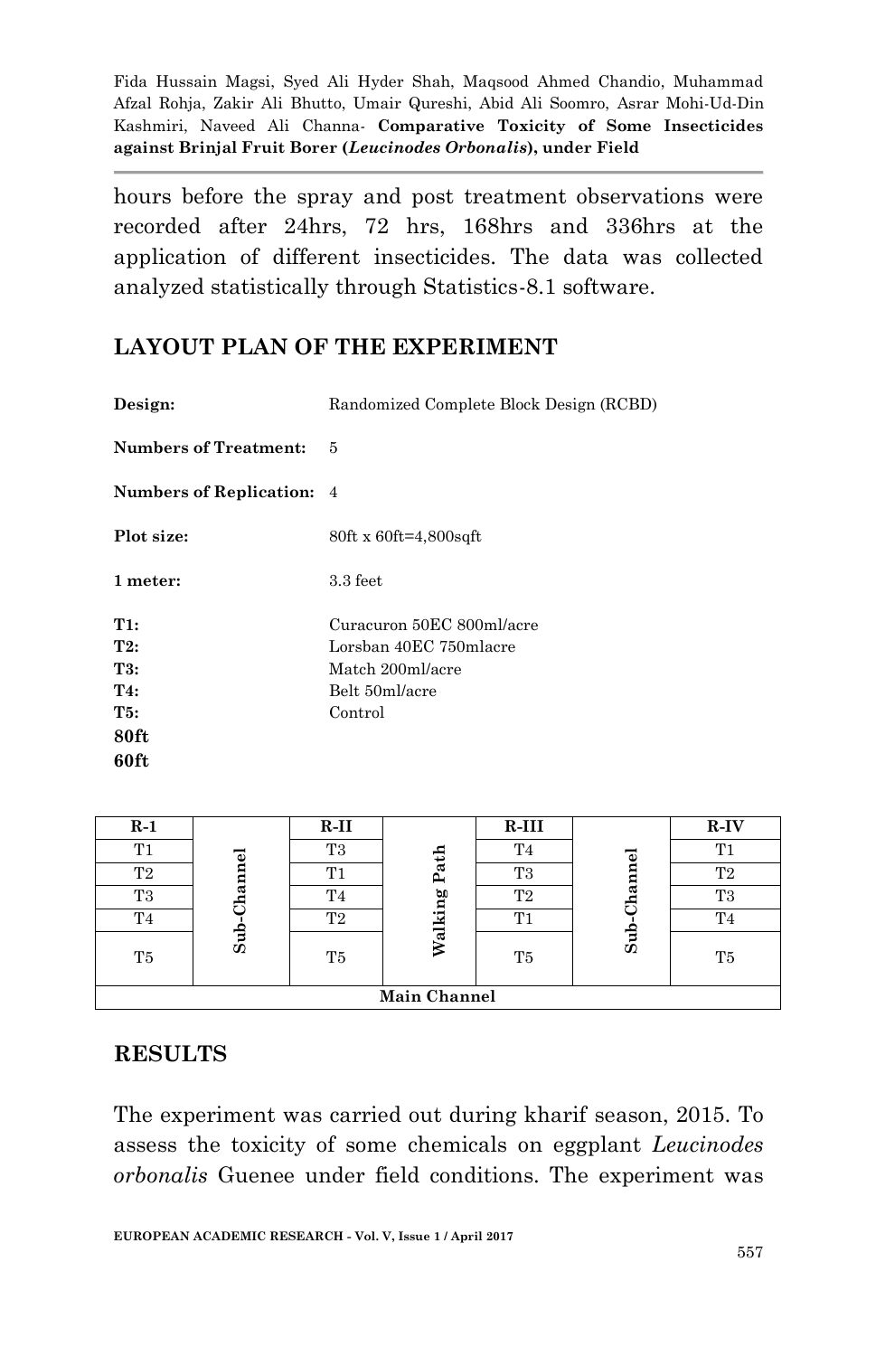hours before the spray and post treatment observations were recorded after 24hrs, 72 hrs, 168hrs and 336hrs at the application of different insecticides. The data was collected analyzed statistically through Statistics-8.1 software.

## LAYOUT PLAN OF THE EXPERIMENT

**Design:** Randomized Complete Block Design (RCBD)

**Numbers of Treatment:** 5

**Numbers of Replication:** 4

**Plot size:** 80ft x 60ft=4,800sqft

**1 meter:** 3.3 feet

**T1:** Curacuron 50EC 800ml/acre
**T2:** Lorsban 40EC 750mlacre
**T3:** Match 200ml/acre
**T4:** Belt 50ml/acre
**T5:** Control
**80ft**
**60ft**

| R-1 | | R-II | | R-III | | R-IV |
|---|---|---|---|---|---|---|
| T1 | Sub-Channel | T3 | Walking Path | T4 | Sub-Channel | T1 |
| T2 | | T1 | | T3 | | T2 |
| T3 | | T4 | | T2 | | T3 |
| T4 | | T2 | | T1 | | T4 |
| T5 | | T5 | | T5 | | T5 |
| **Main Channel** | | | | | | |

## RESULTS

The experiment was carried out during kharif season, 2015. To assess the toxicity of some chemicals on eggplant *Leucinodes orbonalis* Guenee under field conditions. The experiment was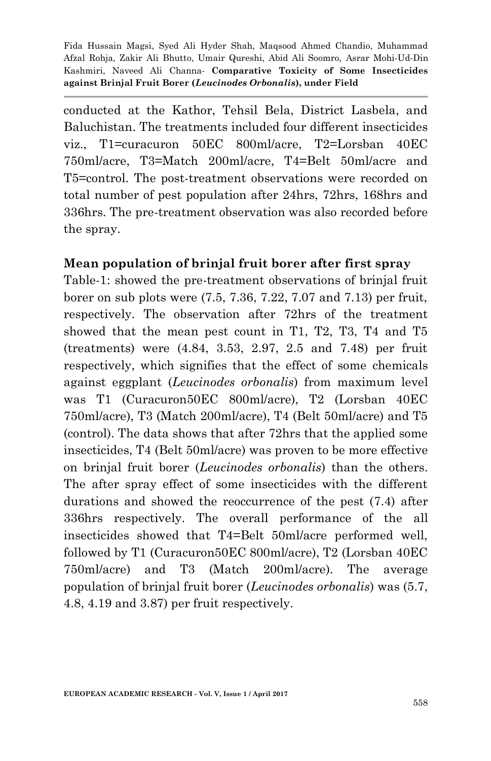conducted at the Kathor, Tehsil Bela, District Lasbela, and Baluchistan. The treatments included four different insecticides viz., T1=curacuron 50EC 800ml/acre, T2=Lorsban 40EC 750ml/acre, T3=Match 200ml/acre, T4=Belt 50ml/acre and T5=control. The post-treatment observations were recorded on total number of pest population after 24hrs, 72hrs, 168hrs and 336hrs. The pre-treatment observation was also recorded before the spray.

**Mean population of brinjal fruit borer after first spray**

Table-1: showed the pre-treatment observations of brinjal fruit borer on sub plots were (7.5, 7.36, 7.22, 7.07 and 7.13) per fruit, respectively. The observation after 72hrs of the treatment showed that the mean pest count in T1, T2, T3, T4 and T5 (treatments) were (4.84, 3.53, 2.97, 2.5 and 7.48) per fruit respectively, which signifies that the effect of some chemicals against eggplant (*Leucinodes orbonalis*) from maximum level was T1 (Curacuron50EC 800ml/acre), T2 (Lorsban 40EC 750ml/acre), T3 (Match 200ml/acre), T4 (Belt 50ml/acre) and T5 (control). The data shows that after 72hrs that the applied some insecticides, T4 (Belt 50ml/acre) was proven to be more effective on brinjal fruit borer (*Leucinodes orbonalis*) than the others. The after spray effect of some insecticides with the different durations and showed the reoccurrence of the pest (7.4) after 336hrs respectively. The overall performance of the all insecticides showed that T4=Belt 50ml/acre performed well, followed by T1 (Curacuron50EC 800ml/acre), T2 (Lorsban 40EC 750ml/acre) and T3 (Match 200ml/acre). The average population of brinjal fruit borer (*Leucinodes orbonalis*) was (5.7, 4.8, 4.19 and 3.87) per fruit respectively.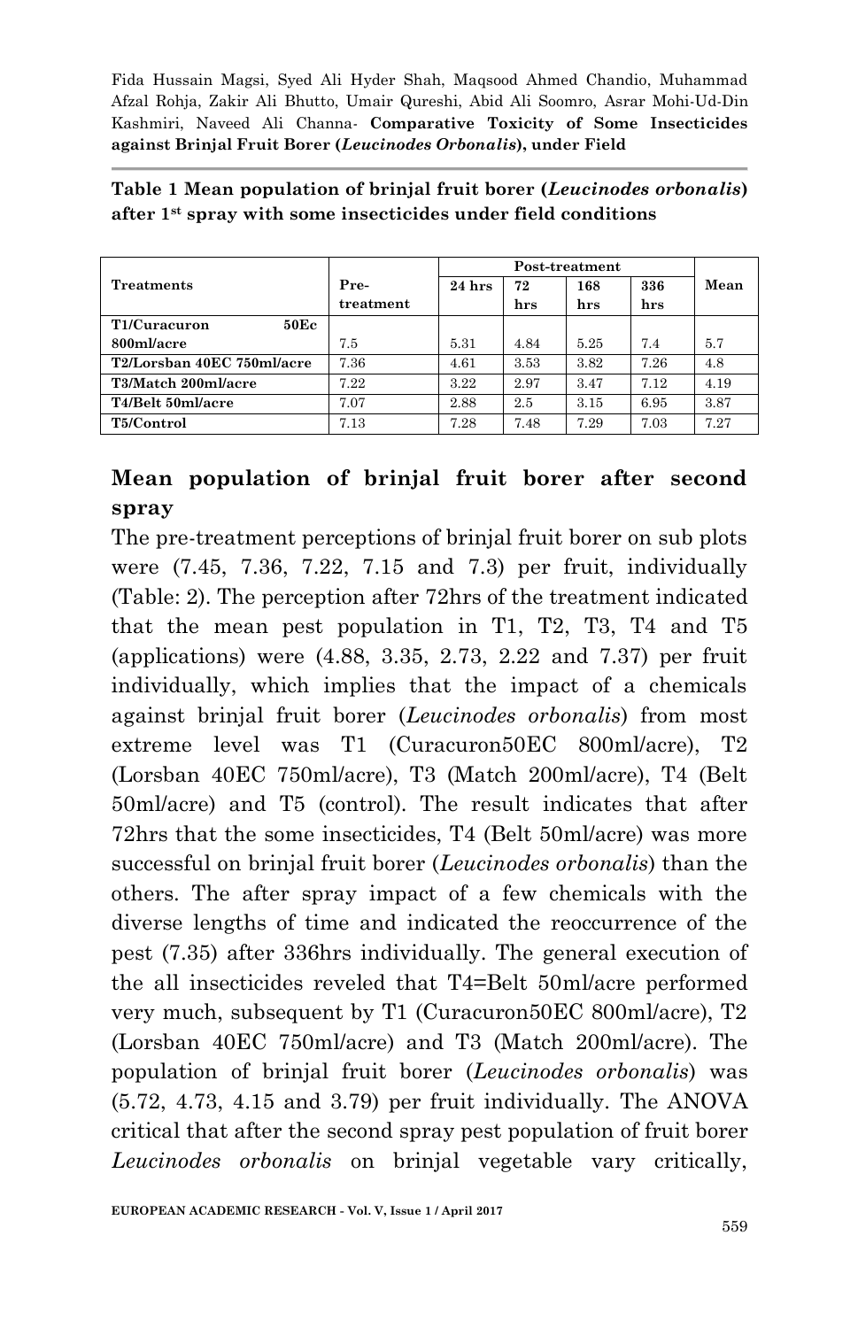**Table 1 Mean population of brinjal fruit borer (*Leucinodes orbonalis*) after 1st spray with some insecticides under field conditions**

| Treatments | Pre-treatment | Post-treatment | | | | Mean |
|---|---|---|---|---|---|---|
| | | 24 hrs | 72 hrs | 168 hrs | 336 hrs | |
| **T1/Curacuron 50Ec 800ml/acre** | 7.5 | 5.31 | 4.84 | 5.25 | 7.4 | 5.7 |
| **T2/Lorsban 40EC 750ml/acre** | 7.36 | 4.61 | 3.53 | 3.82 | 7.26 | 4.8 |
| **T3/Match 200ml/acre** | 7.22 | 3.22 | 2.97 | 3.47 | 7.12 | 4.19 |
| **T4/Belt 50ml/acre** | 7.07 | 2.88 | 2.5 | 3.15 | 6.95 | 3.87 |
| **T5/Control** | 7.13 | 7.28 | 7.48 | 7.29 | 7.03 | 7.27 |

## Mean population of brinjal fruit borer after second spray

The pre-treatment perceptions of brinjal fruit borer on sub plots were (7.45, 7.36, 7.22, 7.15 and 7.3) per fruit, individually (Table: 2). The perception after 72hrs of the treatment indicated that the mean pest population in T1, T2, T3, T4 and T5 (applications) were (4.88, 3.35, 2.73, 2.22 and 7.37) per fruit individually, which implies that the impact of a chemicals against brinjal fruit borer (*Leucinodes orbonalis*) from most extreme level was T1 (Curacuron50EC 800ml/acre), T2 (Lorsban 40EC 750ml/acre), T3 (Match 200ml/acre), T4 (Belt 50ml/acre) and T5 (control). The result indicates that after 72hrs that the some insecticides, T4 (Belt 50ml/acre) was more successful on brinjal fruit borer (*Leucinodes orbonalis*) than the others. The after spray impact of a few chemicals with the diverse lengths of time and indicated the reoccurrence of the pest (7.35) after 336hrs individually. The general execution of the all insecticides reveled that T4=Belt 50ml/acre performed very much, subsequent by T1 (Curacuron50EC 800ml/acre), T2 (Lorsban 40EC 750ml/acre) and T3 (Match 200ml/acre). The population of brinjal fruit borer (*Leucinodes orbonalis*) was (5.72, 4.73, 4.15 and 3.79) per fruit individually. The ANOVA critical that after the second spray pest population of fruit borer *Leucinodes orbonalis* on brinjal vegetable vary critically,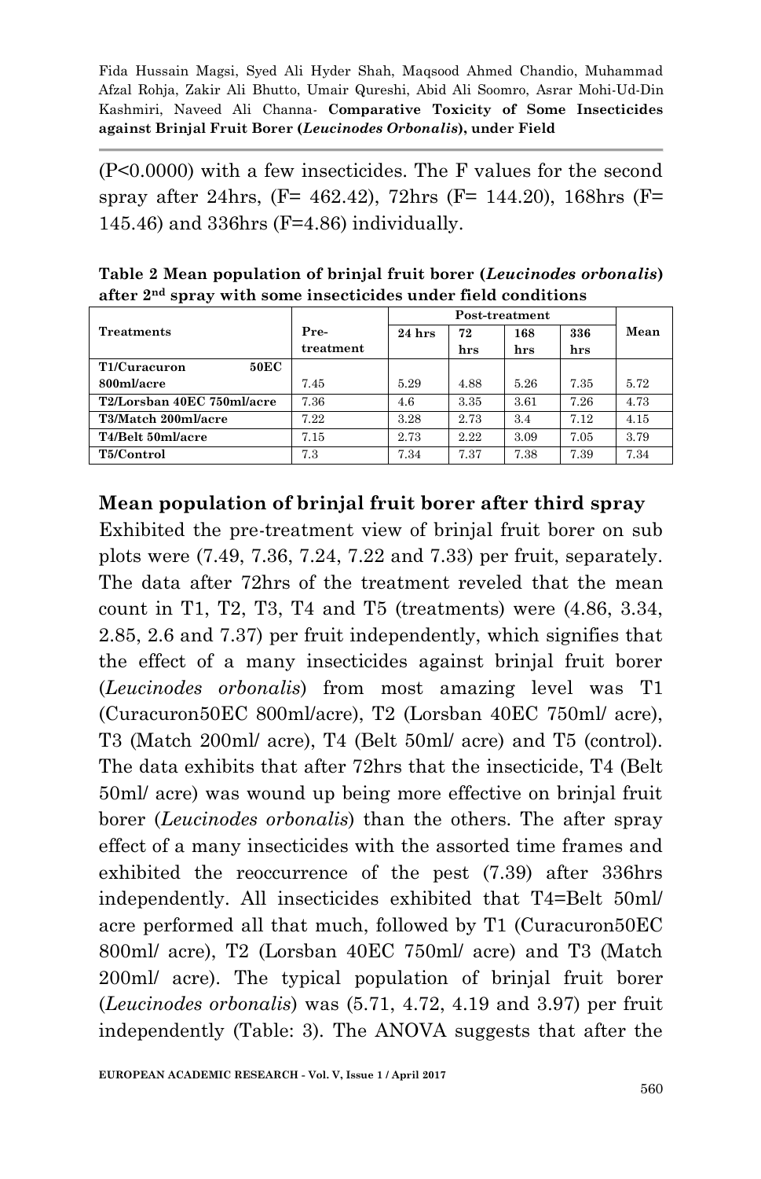(P<0.0000) with a few insecticides. The F values for the second spray after 24hrs, (F= 462.42), 72hrs (F= 144.20), 168hrs (F= 145.46) and 336hrs (F=4.86) individually.

**Table 2 Mean population of brinjal fruit borer (*Leucinodes orbonalis*) after 2nd spray with some insecticides under field conditions**

| Treatments | Pre-treatment | Post-treatment | | | | Mean |
|---|---|---|---|---|---|---|
| | | 24 hrs | 72 hrs | 168 hrs | 336 hrs | |
| T1/Curacuron 50EC 800ml/acre | 7.45 | 5.29 | 4.88 | 5.26 | 7.35 | 5.72 |
| T2/Lorsban 40EC 750ml/acre | 7.36 | 4.6 | 3.35 | 3.61 | 7.26 | 4.73 |
| T3/Match 200ml/acre | 7.22 | 3.28 | 2.73 | 3.4 | 7.12 | 4.15 |
| T4/Belt 50ml/acre | 7.15 | 2.73 | 2.22 | 3.09 | 7.05 | 3.79 |
| T5/Control | 7.3 | 7.34 | 7.37 | 7.38 | 7.39 | 7.34 |

## Mean population of brinjal fruit borer after third spray

Exhibited the pre-treatment view of brinjal fruit borer on sub plots were (7.49, 7.36, 7.24, 7.22 and 7.33) per fruit, separately. The data after 72hrs of the treatment reveled that the mean count in T1, T2, T3, T4 and T5 (treatments) were (4.86, 3.34, 2.85, 2.6 and 7.37) per fruit independently, which signifies that the effect of a many insecticides against brinjal fruit borer (*Leucinodes orbonalis*) from most amazing level was T1 (Curacuron50EC 800ml/acre), T2 (Lorsban 40EC 750ml/ acre), T3 (Match 200ml/ acre), T4 (Belt 50ml/ acre) and T5 (control). The data exhibits that after 72hrs that the insecticide, T4 (Belt 50ml/ acre) was wound up being more effective on brinjal fruit borer (*Leucinodes orbonalis*) than the others. The after spray effect of a many insecticides with the assorted time frames and exhibited the reoccurrence of the pest (7.39) after 336hrs independently. All insecticides exhibited that T4=Belt 50ml/ acre performed all that much, followed by T1 (Curacuron50EC 800ml/ acre), T2 (Lorsban 40EC 750ml/ acre) and T3 (Match 200ml/ acre). The typical population of brinjal fruit borer (*Leucinodes orbonalis*) was (5.71, 4.72, 4.19 and 3.97) per fruit independently (Table: 3). The ANOVA suggests that after the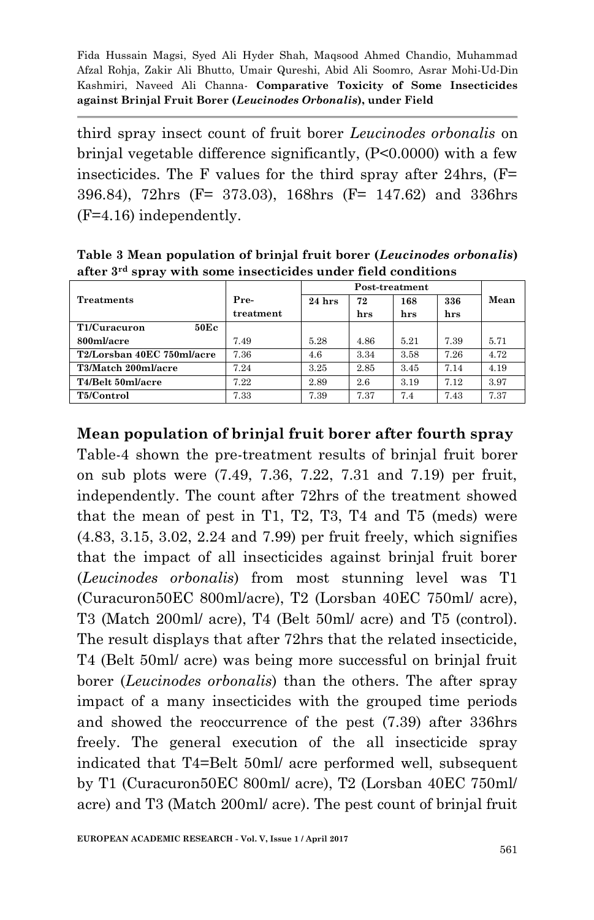third spray insect count of fruit borer *Leucinodes orbonalis* on brinjal vegetable difference significantly, ($P<0.0000$) with a few insecticides. The F values for the third spray after 24hrs, ($F= 396.84$), 72hrs ($F= 373.03$), 168hrs ($F= 147.62$) and 336hrs ($F=4.16$) independently.

**Table 3 Mean population of brinjal fruit borer (*Leucinodes orbonalis*) after 3rd spray with some insecticides under field conditions**

| Treatments | Pre-treatment | Post-treatment | | | | Mean |
|---|---|---|---|---|---|---|
| | | 24 hrs | 72 hrs | 168 hrs | 336 hrs | |
| T1/Curacuron 50Ec 800ml/acre | 7.49 | 5.28 | 4.86 | 5.21 | 7.39 | 5.71 |
| T2/Lorsban 40EC 750ml/acre | 7.36 | 4.6 | 3.34 | 3.58 | 7.26 | 4.72 |
| T3/Match 200ml/acre | 7.24 | 3.25 | 2.85 | 3.45 | 7.14 | 4.19 |
| T4/Belt 50ml/acre | 7.22 | 2.89 | 2.6 | 3.19 | 7.12 | 3.97 |
| T5/Control | 7.33 | 7.39 | 7.37 | 7.4 | 7.43 | 7.37 |

## Mean population of brinjal fruit borer after fourth spray

Table-4 shown the pre-treatment results of brinjal fruit borer on sub plots were (7.49, 7.36, 7.22, 7.31 and 7.19) per fruit, independently. The count after 72hrs of the treatment showed that the mean of pest in T1, T2, T3, T4 and T5 (meds) were (4.83, 3.15, 3.02, 2.24 and 7.99) per fruit freely, which signifies that the impact of all insecticides against brinjal fruit borer (*Leucinodes orbonalis*) from most stunning level was T1 (Curacuron50EC 800ml/acre), T2 (Lorsban 40EC 750ml/ acre), T3 (Match 200ml/ acre), T4 (Belt 50ml/ acre) and T5 (control). The result displays that after 72hrs that the related insecticide, T4 (Belt 50ml/ acre) was being more successful on brinjal fruit borer (*Leucinodes orbonalis*) than the others. The after spray impact of a many insecticides with the grouped time periods and showed the reoccurrence of the pest (7.39) after 336hrs freely. The general execution of the all insecticide spray indicated that T4=Belt 50ml/ acre performed well, subsequent by T1 (Curacuron50EC 800ml/ acre), T2 (Lorsban 40EC 750ml/ acre) and T3 (Match 200ml/ acre). The pest count of brinjal fruit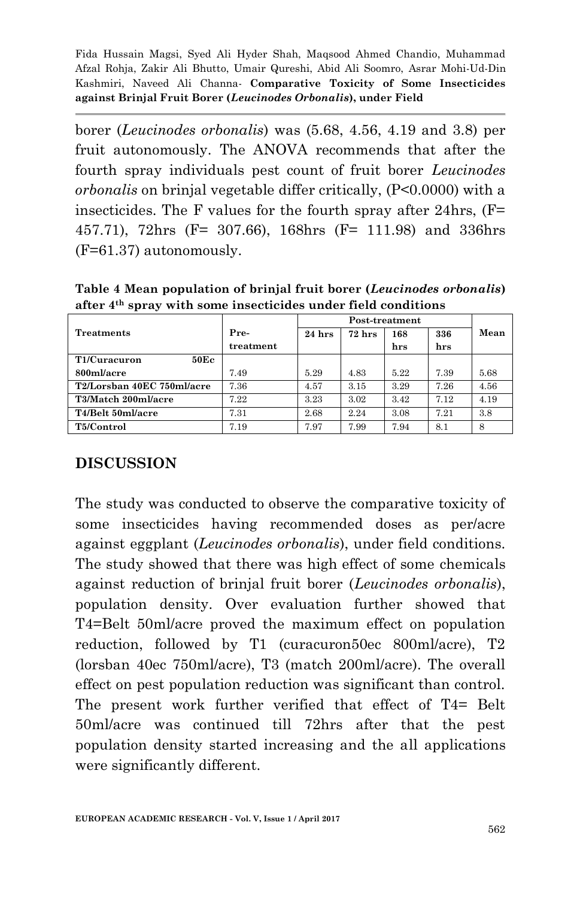borer (*Leucinodes orbonalis*) was (5.68, 4.56, 4.19 and 3.8) per fruit autonomously. The ANOVA recommends that after the fourth spray individuals pest count of fruit borer *Leucinodes orbonalis* on brinjal vegetable differ critically, (P<0.0000) with a insecticides. The F values for the fourth spray after 24hrs, (F= 457.71), 72hrs (F= 307.66), 168hrs (F= 111.98) and 336hrs (F=61.37) autonomously.

**Table 4 Mean population of brinjal fruit borer (*Leucinodes orbonalis*) after 4th spray with some insecticides under field conditions**

| Treatments | Pre-treatment | Post-treatment | | | | Mean |
|---|---|---|---|---|---|---|
| | | 24 hrs | 72 hrs | 168 hrs | 336 hrs | |
| T1/Curacuron 50Ec 800ml/acre | 7.49 | 5.29 | 4.83 | 5.22 | 7.39 | 5.68 |
| T2/Lorsban 40EC 750ml/acre | 7.36 | 4.57 | 3.15 | 3.29 | 7.26 | 4.56 |
| T3/Match 200ml/acre | 7.22 | 3.23 | 3.02 | 3.42 | 7.12 | 4.19 |
| T4/Belt 50ml/acre | 7.31 | 2.68 | 2.24 | 3.08 | 7.21 | 3.8 |
| T5/Control | 7.19 | 7.97 | 7.99 | 7.94 | 8.1 | 8 |

## DISCUSSION

The study was conducted to observe the comparative toxicity of some insecticides having recommended doses as per/acre against eggplant (*Leucinodes orbonalis*), under field conditions. The study showed that there was high effect of some chemicals against reduction of brinjal fruit borer (*Leucinodes orbonalis*), population density. Over evaluation further showed that T4=Belt 50ml/acre proved the maximum effect on population reduction, followed by T1 (curacuron50ec 800ml/acre), T2 (lorsban 40ec 750ml/acre), T3 (match 200ml/acre). The overall effect on pest population reduction was significant than control. The present work further verified that effect of T4= Belt 50ml/acre was continued till 72hrs after that the pest population density started increasing and the all applications were significantly different.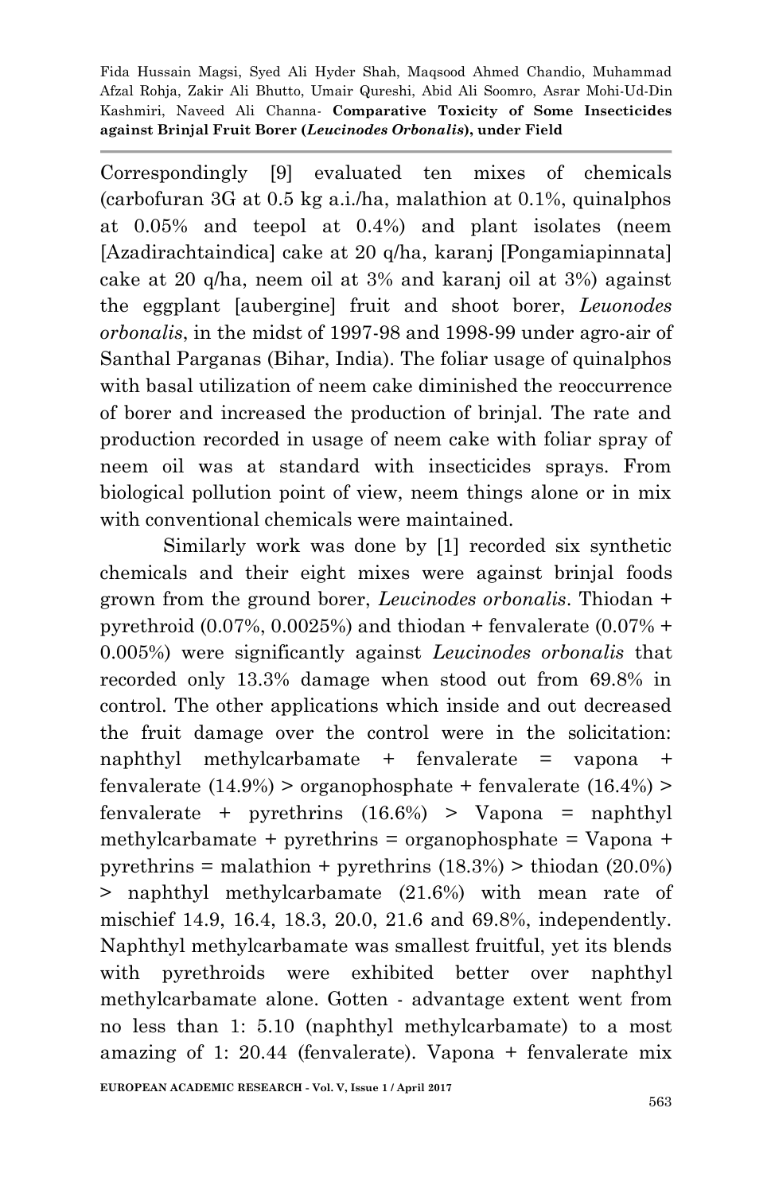Correspondingly [9] evaluated ten mixes of chemicals (carbofuran 3G at 0.5 kg a.i./ha, malathion at 0.1%, quinalphos at 0.05% and teepol at 0.4%) and plant isolates (neem [Azadirachtaindica] cake at 20 q/ha, karanj [Pongamiapinnata] cake at 20 q/ha, neem oil at 3% and karanj oil at 3%) against the eggplant [aubergine] fruit and shoot borer, *Leuonodes orbonalis*, in the midst of 1997-98 and 1998-99 under agro-air of Santhal Parganas (Bihar, India). The foliar usage of quinalphos with basal utilization of neem cake diminished the reoccurrence of borer and increased the production of brinjal. The rate and production recorded in usage of neem cake with foliar spray of neem oil was at standard with insecticides sprays. From biological pollution point of view, neem things alone or in mix with conventional chemicals were maintained.

Similarly work was done by [1] recorded six synthetic chemicals and their eight mixes were against brinjal foods grown from the ground borer, *Leucinodes orbonalis*. Thiodan + pyrethroid (0.07%, 0.0025%) and thiodan + fenvalerate (0.07% + 0.005%) were significantly against *Leucinodes orbonalis* that recorded only 13.3% damage when stood out from 69.8% in control. The other applications which inside and out decreased the fruit damage over the control were in the solicitation: naphthyl methylcarbamate + fenvalerate = vapona + fenvalerate (14.9%) > organophosphate + fenvalerate (16.4%) > fenvalerate + pyrethrins (16.6%) > Vapona = naphthyl methylcarbamate + pyrethrins = organophosphate = Vapona + pyrethrins = malathion + pyrethrins (18.3%) > thiodan (20.0%) > naphthyl methylcarbamate (21.6%) with mean rate of mischief 14.9, 16.4, 18.3, 20.0, 21.6 and 69.8%, independently. Naphthyl methylcarbamate was smallest fruitful, yet its blends with pyrethroids were exhibited better over naphthyl methylcarbamate alone. Gotten - advantage extent went from no less than 1: 5.10 (naphthyl methylcarbamate) to a most amazing of 1: 20.44 (fenvalerate). Vapona + fenvalerate mix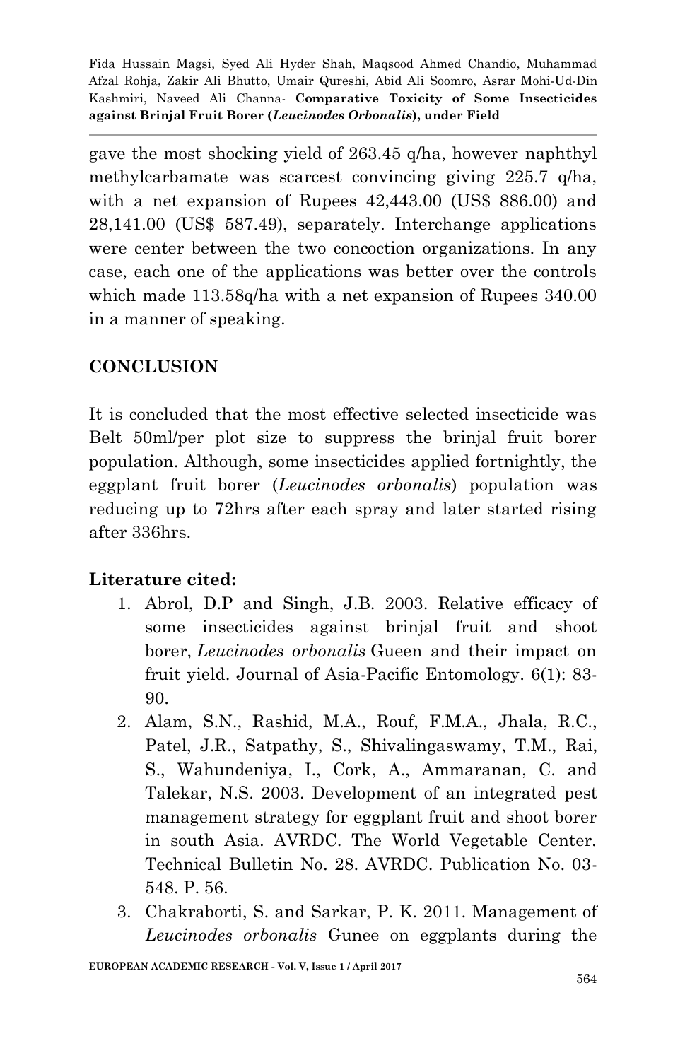gave the most shocking yield of 263.45 q/ha, however naphthyl methylcarbamate was scarcest convincing giving 225.7 q/ha, with a net expansion of Rupees 42,443.00 (US$ 886.00) and 28,141.00 (US$ 587.49), separately. Interchange applications were center between the two concoction organizations. In any case, each one of the applications was better over the controls which made 113.58q/ha with a net expansion of Rupees 340.00 in a manner of speaking.

## CONCLUSION

It is concluded that the most effective selected insecticide was Belt 50ml/per plot size to suppress the brinjal fruit borer population. Although, some insecticides applied fortnightly, the eggplant fruit borer (*Leucinodes orbonalis*) population was reducing up to 72hrs after each spray and later started rising after 336hrs.

### Literature cited:

1. Abrol, D.P and Singh, J.B. 2003. Relative efficacy of some insecticides against brinjal fruit and shoot borer, *Leucinodes orbonalis* Gueen and their impact on fruit yield. Journal of Asia-Pacific Entomology. 6(1): 83-90.
2. Alam, S.N., Rashid, M.A., Rouf, F.M.A., Jhala, R.C., Patel, J.R., Satpathy, S., Shivalingaswamy, T.M., Rai, S., Wahundeniya, I., Cork, A., Ammaranan, C. and Talekar, N.S. 2003. Development of an integrated pest management strategy for eggplant fruit and shoot borer in south Asia. AVRDC. The World Vegetable Center. Technical Bulletin No. 28. AVRDC. Publication No. 03-548. P. 56.
3. Chakraborti, S. and Sarkar, P. K. 2011. Management of *Leucinodes orbonalis* Gunee on eggplants during the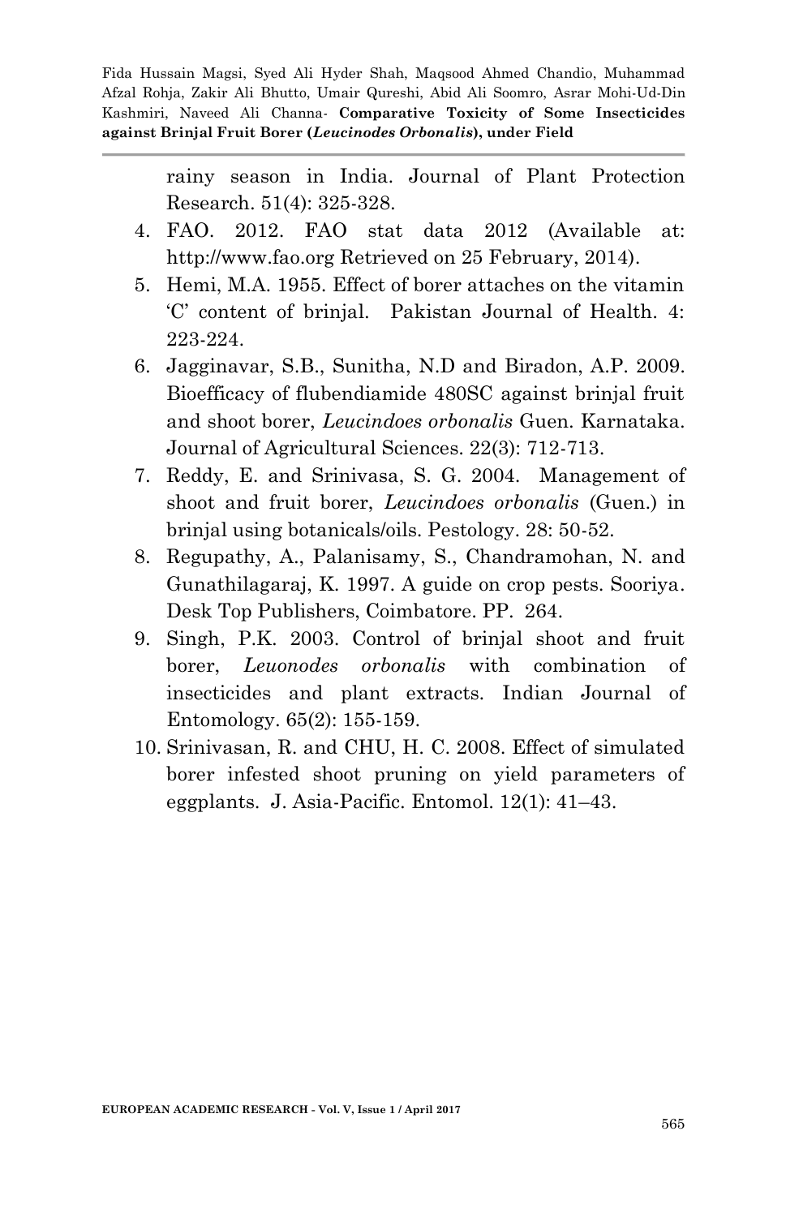rainy season in India. Journal of Plant Protection Research. 51(4): 325-328.

4. FAO. 2012. FAO stat data 2012 (Available at: http://www.fao.org Retrieved on 25 February, 2014).
5. Hemi, M.A. 1955. Effect of borer attaches on the vitamin 'C' content of brinjal. Pakistan Journal of Health. 4: 223-224.
6. Jagginavar, S.B., Sunitha, N.D and Biradon, A.P. 2009. Bioefficacy of flubendiamide 480SC against brinjal fruit and shoot borer, *Leucindoes orbonalis* Guen. Karnataka. Journal of Agricultural Sciences. 22(3): 712-713.
7. Reddy, E. and Srinivasa, S. G. 2004. Management of shoot and fruit borer, *Leucindoes orbonalis* (Guen.) in brinjal using botanicals/oils. Pestology. 28: 50-52.
8. Regupathy, A., Palanisamy, S., Chandramohan, N. and Gunathilagaraj, K. 1997. A guide on crop pests. Sooriya. Desk Top Publishers, Coimbatore. PP. 264.
9. Singh, P.K. 2003. Control of brinjal shoot and fruit borer, *Leuonodes orbonalis* with combination of insecticides and plant extracts. Indian Journal of Entomology. 65(2): 155-159.
10. Srinivasan, R. and CHU, H. C. 2008. Effect of simulated borer infested shoot pruning on yield parameters of eggplants. J. Asia-Pacific. Entomol. 12(1): 41–43.